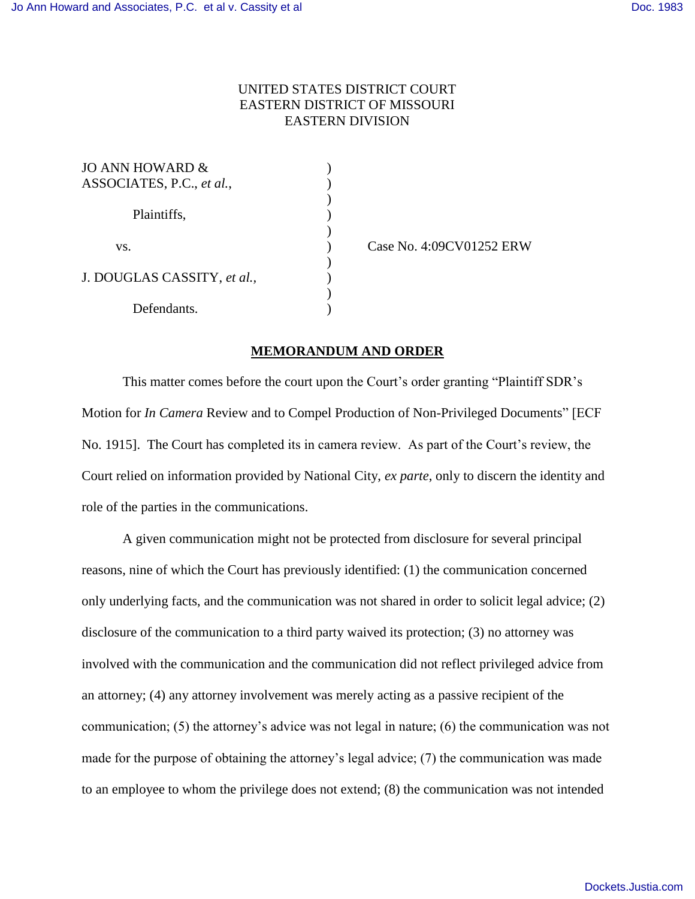UNITED STATES DISTRICT COURT
EASTERN DISTRICT OF MISSOURI
EASTERN DIVISION

| | | |
|---|---|---|
| JO ANN HOWARD & ASSOCIATES, P.C., *et al.*, | ) | |
| Plaintiffs, | ) | |
| vs. | ) | Case No. 4:09CV01252 ERW |
| J. DOUGLAS CASSITY, *et al.*, | ) | |
| Defendants. | ) | |

## MEMORANDUM AND ORDER

This matter comes before the court upon the Court's order granting "Plaintiff SDR's Motion for *In Camera* Review and to Compel Production of Non-Privileged Documents" [ECF No. 1915]. The Court has completed its in camera review. As part of the Court's review, the Court relied on information provided by National City, *ex parte*, only to discern the identity and role of the parties in the communications.

A given communication might not be protected from disclosure for several principal reasons, nine of which the Court has previously identified: (1) the communication concerned only underlying facts, and the communication was not shared in order to solicit legal advice; (2) disclosure of the communication to a third party waived its protection; (3) no attorney was involved with the communication and the communication did not reflect privileged advice from an attorney; (4) any attorney involvement was merely acting as a passive recipient of the communication; (5) the attorney's advice was not legal in nature; (6) the communication was not made for the purpose of obtaining the attorney's legal advice; (7) the communication was made to an employee to whom the privilege does not extend; (8) the communication was not intended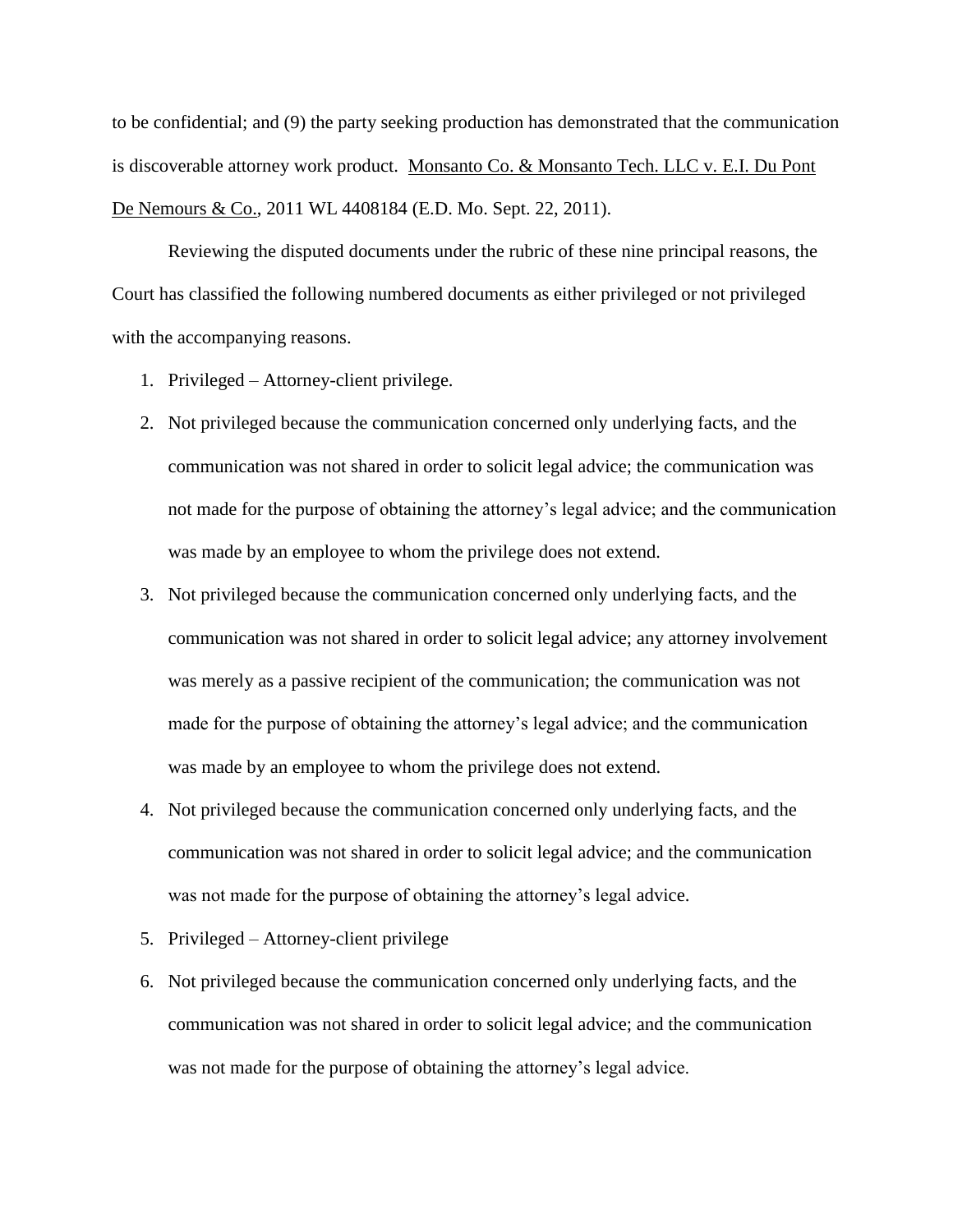to be confidential; and (9) the party seeking production has demonstrated that the communication is discoverable attorney work product. Monsanto Co. & Monsanto Tech. LLC v. E.I. Du Pont De Nemours & Co., 2011 WL 4408184 (E.D. Mo. Sept. 22, 2011).

Reviewing the disputed documents under the rubric of these nine principal reasons, the Court has classified the following numbered documents as either privileged or not privileged with the accompanying reasons.

1. Privileged – Attorney-client privilege.
2. Not privileged because the communication concerned only underlying facts, and the communication was not shared in order to solicit legal advice; the communication was not made for the purpose of obtaining the attorney's legal advice; and the communication was made by an employee to whom the privilege does not extend.
3. Not privileged because the communication concerned only underlying facts, and the communication was not shared in order to solicit legal advice; any attorney involvement was merely as a passive recipient of the communication; the communication was not made for the purpose of obtaining the attorney's legal advice; and the communication was made by an employee to whom the privilege does not extend.
4. Not privileged because the communication concerned only underlying facts, and the communication was not shared in order to solicit legal advice; and the communication was not made for the purpose of obtaining the attorney's legal advice.
5. Privileged – Attorney-client privilege
6. Not privileged because the communication concerned only underlying facts, and the communication was not shared in order to solicit legal advice; and the communication was not made for the purpose of obtaining the attorney's legal advice.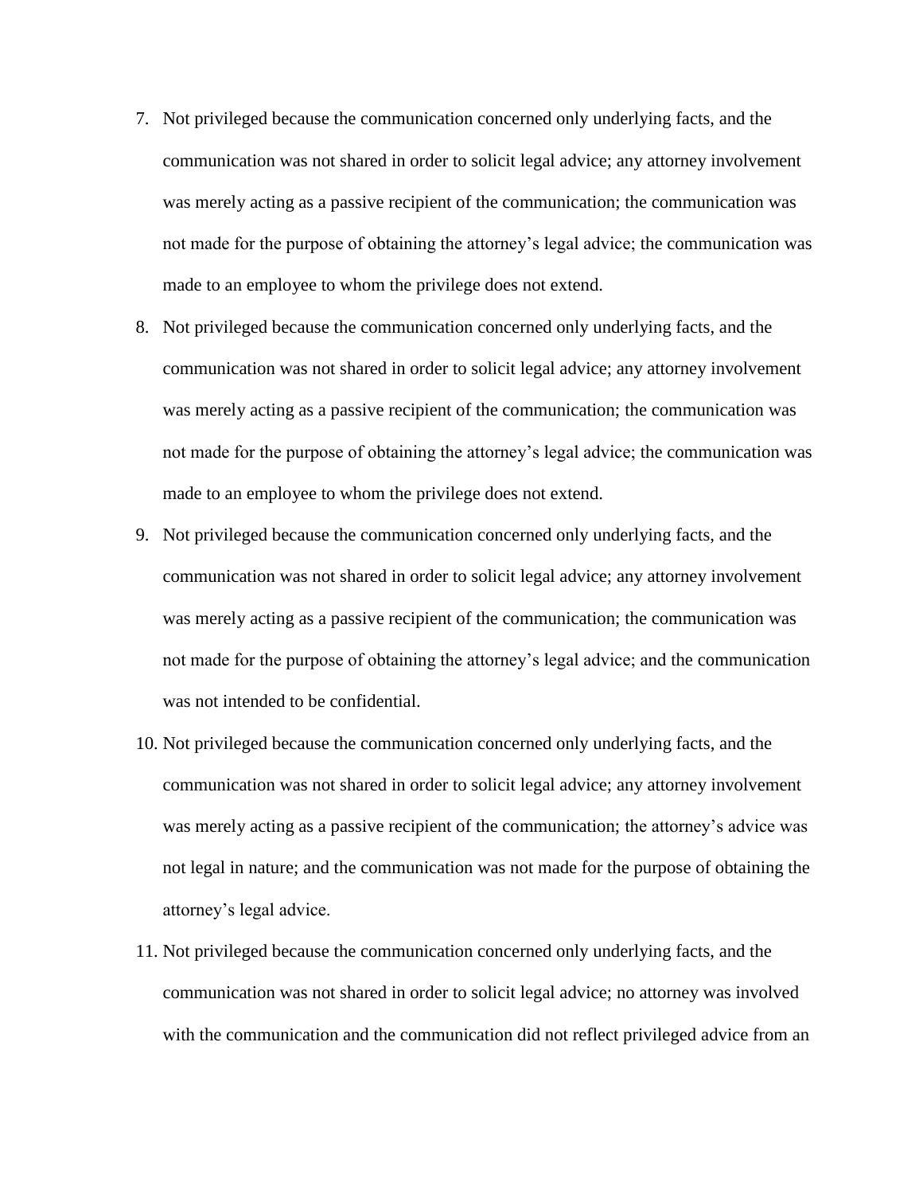7. Not privileged because the communication concerned only underlying facts, and the communication was not shared in order to solicit legal advice; any attorney involvement was merely acting as a passive recipient of the communication; the communication was not made for the purpose of obtaining the attorney's legal advice; the communication was made to an employee to whom the privilege does not extend.
8. Not privileged because the communication concerned only underlying facts, and the communication was not shared in order to solicit legal advice; any attorney involvement was merely acting as a passive recipient of the communication; the communication was not made for the purpose of obtaining the attorney's legal advice; the communication was made to an employee to whom the privilege does not extend.
9. Not privileged because the communication concerned only underlying facts, and the communication was not shared in order to solicit legal advice; any attorney involvement was merely acting as a passive recipient of the communication; the communication was not made for the purpose of obtaining the attorney's legal advice; and the communication was not intended to be confidential.
10. Not privileged because the communication concerned only underlying facts, and the communication was not shared in order to solicit legal advice; any attorney involvement was merely acting as a passive recipient of the communication; the attorney's advice was not legal in nature; and the communication was not made for the purpose of obtaining the attorney's legal advice.
11. Not privileged because the communication concerned only underlying facts, and the communication was not shared in order to solicit legal advice; no attorney was involved with the communication and the communication did not reflect privileged advice from an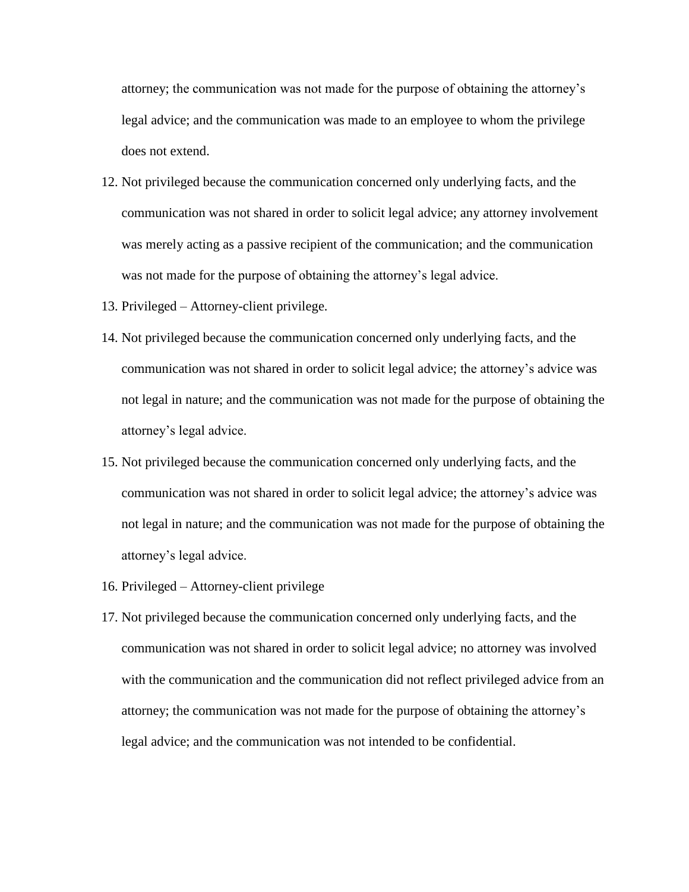attorney; the communication was not made for the purpose of obtaining the attorney's legal advice; and the communication was made to an employee to whom the privilege does not extend.

12. Not privileged because the communication concerned only underlying facts, and the communication was not shared in order to solicit legal advice; any attorney involvement was merely acting as a passive recipient of the communication; and the communication was not made for the purpose of obtaining the attorney's legal advice.
13. Privileged – Attorney-client privilege.
14. Not privileged because the communication concerned only underlying facts, and the communication was not shared in order to solicit legal advice; the attorney's advice was not legal in nature; and the communication was not made for the purpose of obtaining the attorney's legal advice.
15. Not privileged because the communication concerned only underlying facts, and the communication was not shared in order to solicit legal advice; the attorney's advice was not legal in nature; and the communication was not made for the purpose of obtaining the attorney's legal advice.
16. Privileged – Attorney-client privilege
17. Not privileged because the communication concerned only underlying facts, and the communication was not shared in order to solicit legal advice; no attorney was involved with the communication and the communication did not reflect privileged advice from an attorney; the communication was not made for the purpose of obtaining the attorney's legal advice; and the communication was not intended to be confidential.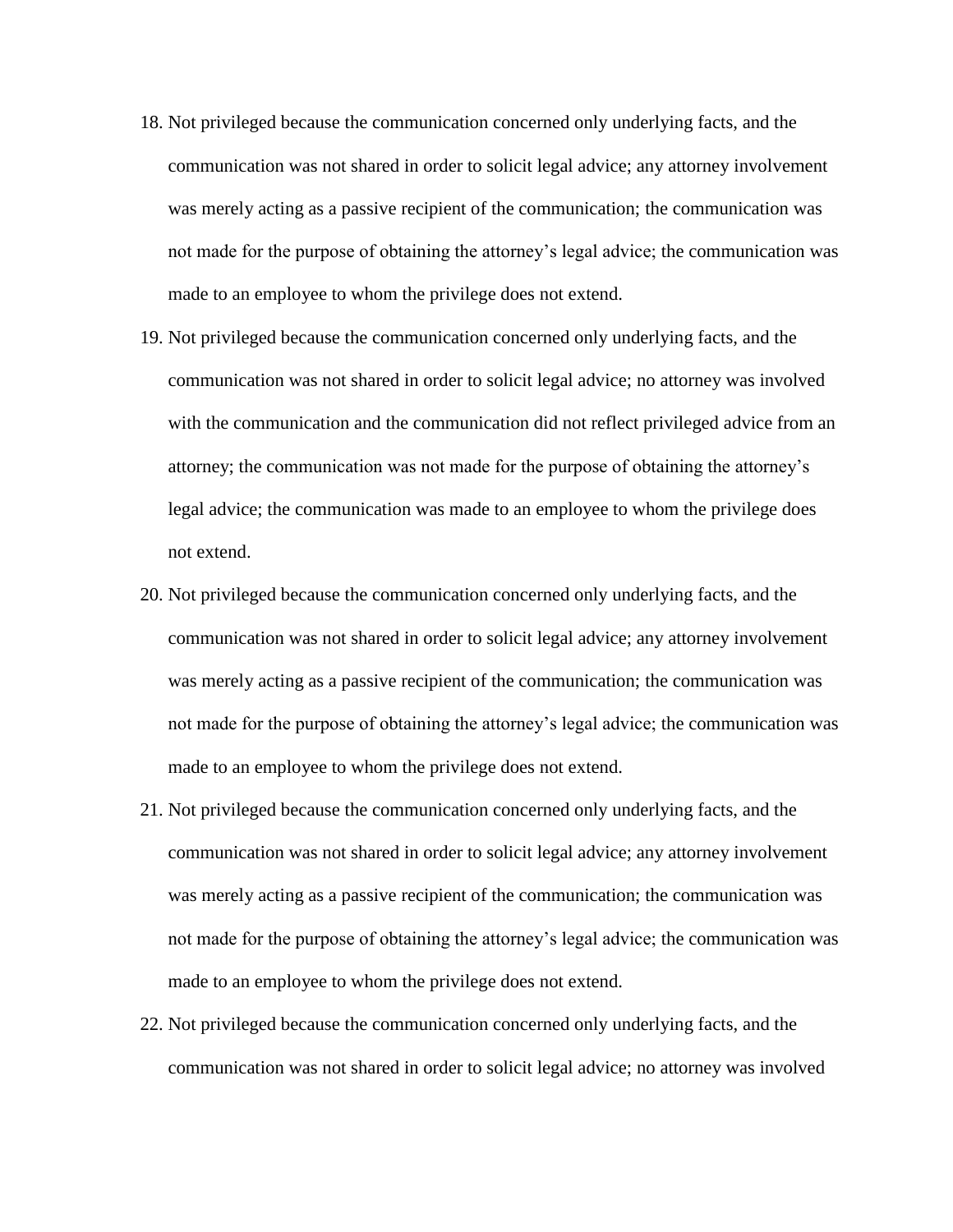18. Not privileged because the communication concerned only underlying facts, and the communication was not shared in order to solicit legal advice; any attorney involvement was merely acting as a passive recipient of the communication; the communication was not made for the purpose of obtaining the attorney's legal advice; the communication was made to an employee to whom the privilege does not extend.
19. Not privileged because the communication concerned only underlying facts, and the communication was not shared in order to solicit legal advice; no attorney was involved with the communication and the communication did not reflect privileged advice from an attorney; the communication was not made for the purpose of obtaining the attorney's legal advice; the communication was made to an employee to whom the privilege does not extend.
20. Not privileged because the communication concerned only underlying facts, and the communication was not shared in order to solicit legal advice; any attorney involvement was merely acting as a passive recipient of the communication; the communication was not made for the purpose of obtaining the attorney's legal advice; the communication was made to an employee to whom the privilege does not extend.
21. Not privileged because the communication concerned only underlying facts, and the communication was not shared in order to solicit legal advice; any attorney involvement was merely acting as a passive recipient of the communication; the communication was not made for the purpose of obtaining the attorney's legal advice; the communication was made to an employee to whom the privilege does not extend.
22. Not privileged because the communication concerned only underlying facts, and the communication was not shared in order to solicit legal advice; no attorney was involved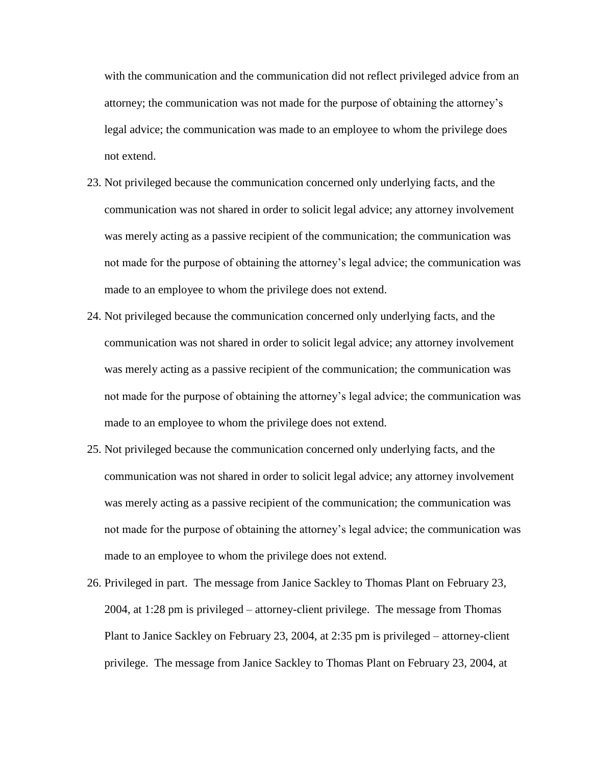with the communication and the communication did not reflect privileged advice from an attorney; the communication was not made for the purpose of obtaining the attorney's legal advice; the communication was made to an employee to whom the privilege does not extend.

23. Not privileged because the communication concerned only underlying facts, and the communication was not shared in order to solicit legal advice; any attorney involvement was merely acting as a passive recipient of the communication; the communication was not made for the purpose of obtaining the attorney's legal advice; the communication was made to an employee to whom the privilege does not extend.
24. Not privileged because the communication concerned only underlying facts, and the communication was not shared in order to solicit legal advice; any attorney involvement was merely acting as a passive recipient of the communication; the communication was not made for the purpose of obtaining the attorney's legal advice; the communication was made to an employee to whom the privilege does not extend.
25. Not privileged because the communication concerned only underlying facts, and the communication was not shared in order to solicit legal advice; any attorney involvement was merely acting as a passive recipient of the communication; the communication was not made for the purpose of obtaining the attorney's legal advice; the communication was made to an employee to whom the privilege does not extend.
26. Privileged in part. The message from Janice Sackley to Thomas Plant on February 23, 2004, at 1:28 pm is privileged – attorney-client privilege. The message from Thomas Plant to Janice Sackley on February 23, 2004, at 2:35 pm is privileged – attorney-client privilege. The message from Janice Sackley to Thomas Plant on February 23, 2004, at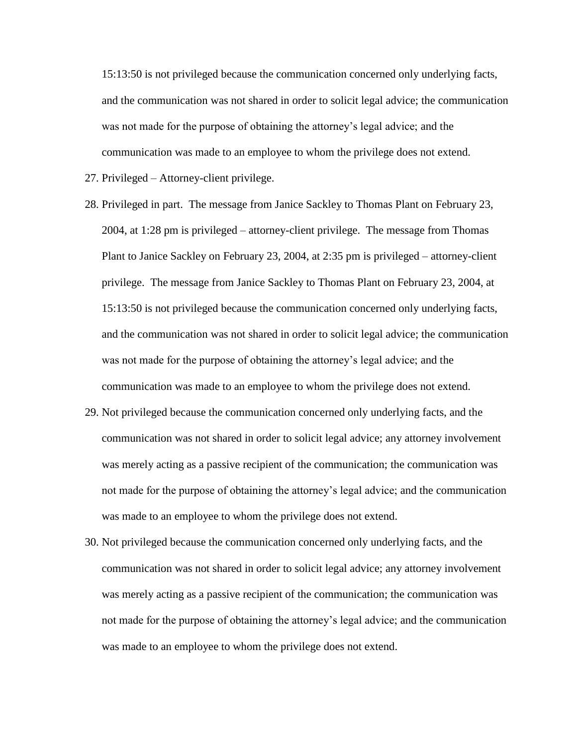15:13:50 is not privileged because the communication concerned only underlying facts, and the communication was not shared in order to solicit legal advice; the communication was not made for the purpose of obtaining the attorney's legal advice; and the communication was made to an employee to whom the privilege does not extend.

27. Privileged – Attorney-client privilege.
28. Privileged in part. The message from Janice Sackley to Thomas Plant on February 23, 2004, at 1:28 pm is privileged – attorney-client privilege. The message from Thomas Plant to Janice Sackley on February 23, 2004, at 2:35 pm is privileged – attorney-client privilege. The message from Janice Sackley to Thomas Plant on February 23, 2004, at 15:13:50 is not privileged because the communication concerned only underlying facts, and the communication was not shared in order to solicit legal advice; the communication was not made for the purpose of obtaining the attorney's legal advice; and the communication was made to an employee to whom the privilege does not extend.
29. Not privileged because the communication concerned only underlying facts, and the communication was not shared in order to solicit legal advice; any attorney involvement was merely acting as a passive recipient of the communication; the communication was not made for the purpose of obtaining the attorney's legal advice; and the communication was made to an employee to whom the privilege does not extend.
30. Not privileged because the communication concerned only underlying facts, and the communication was not shared in order to solicit legal advice; any attorney involvement was merely acting as a passive recipient of the communication; the communication was not made for the purpose of obtaining the attorney's legal advice; and the communication was made to an employee to whom the privilege does not extend.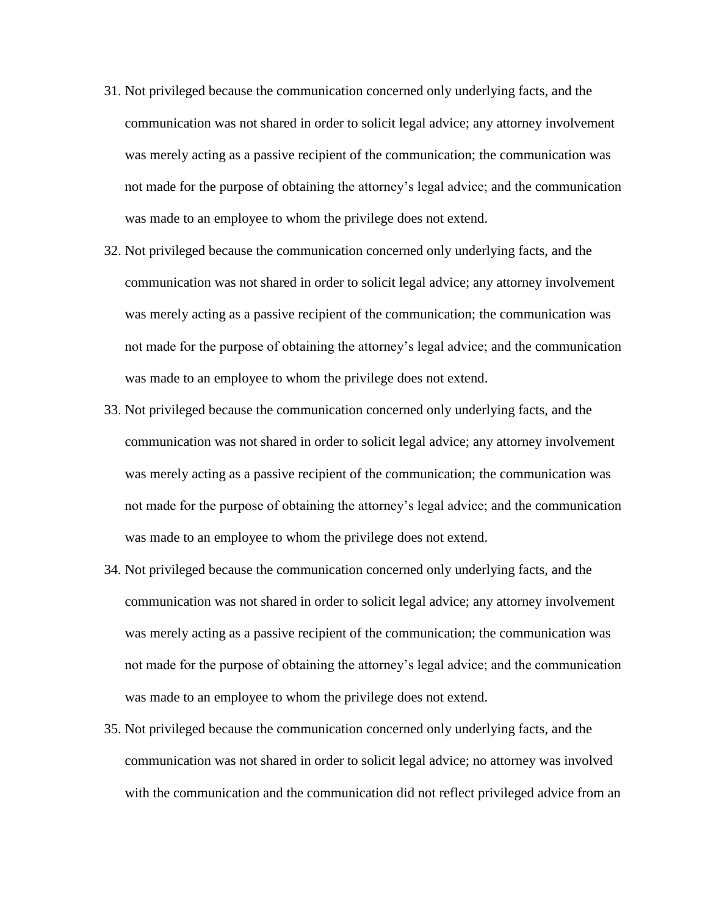31. Not privileged because the communication concerned only underlying facts, and the communication was not shared in order to solicit legal advice; any attorney involvement was merely acting as a passive recipient of the communication; the communication was not made for the purpose of obtaining the attorney's legal advice; and the communication was made to an employee to whom the privilege does not extend.
32. Not privileged because the communication concerned only underlying facts, and the communication was not shared in order to solicit legal advice; any attorney involvement was merely acting as a passive recipient of the communication; the communication was not made for the purpose of obtaining the attorney's legal advice; and the communication was made to an employee to whom the privilege does not extend.
33. Not privileged because the communication concerned only underlying facts, and the communication was not shared in order to solicit legal advice; any attorney involvement was merely acting as a passive recipient of the communication; the communication was not made for the purpose of obtaining the attorney's legal advice; and the communication was made to an employee to whom the privilege does not extend.
34. Not privileged because the communication concerned only underlying facts, and the communication was not shared in order to solicit legal advice; any attorney involvement was merely acting as a passive recipient of the communication; the communication was not made for the purpose of obtaining the attorney's legal advice; and the communication was made to an employee to whom the privilege does not extend.
35. Not privileged because the communication concerned only underlying facts, and the communication was not shared in order to solicit legal advice; no attorney was involved with the communication and the communication did not reflect privileged advice from an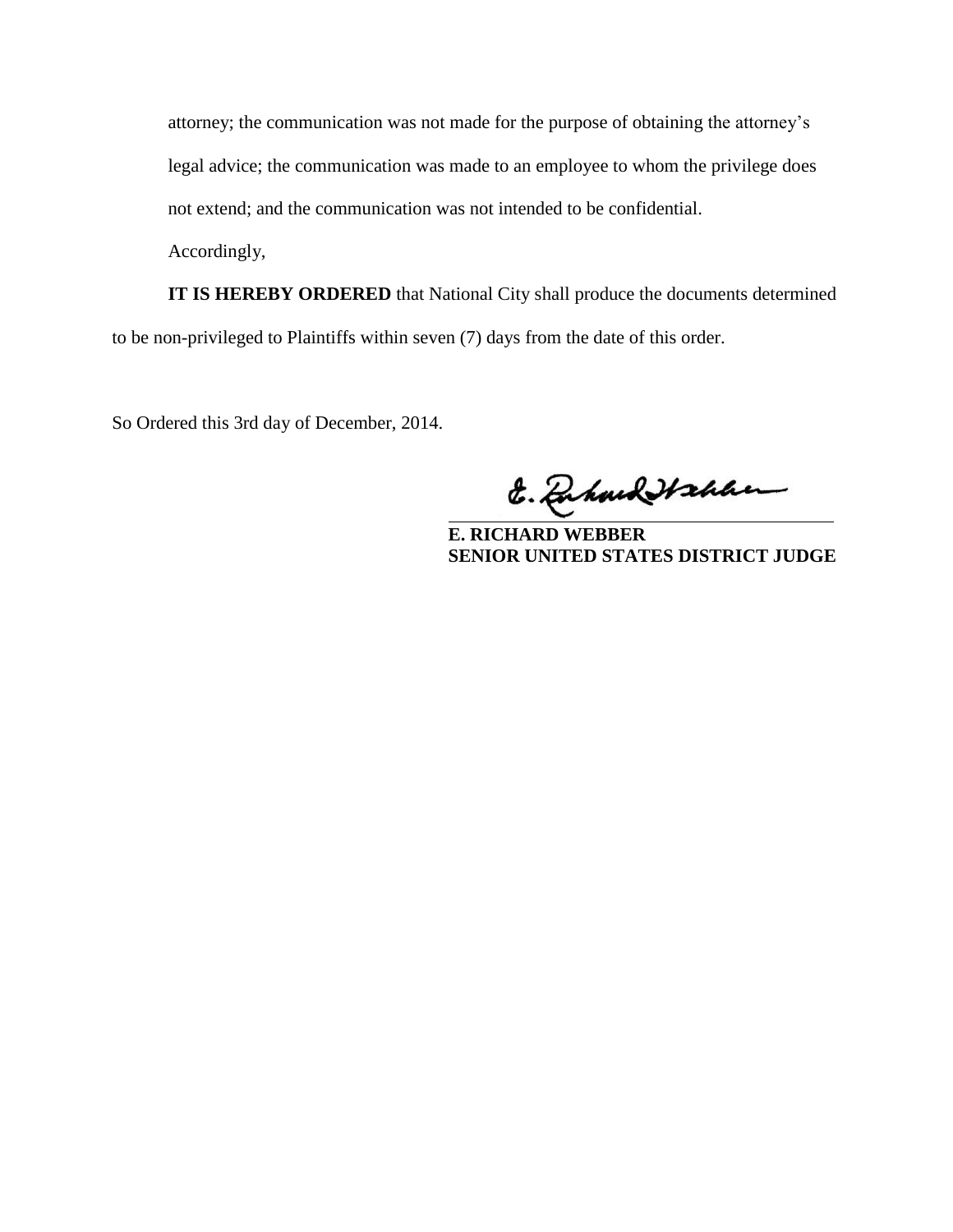attorney; the communication was not made for the purpose of obtaining the attorney's legal advice; the communication was made to an employee to whom the privilege does not extend; and the communication was not intended to be confidential.

Accordingly,

**IT IS HEREBY ORDERED** that National City shall produce the documents determined to be non-privileged to Plaintiffs within seven (7) days from the date of this order.

So Ordered this 3rd day of December, 2014.

**E. RICHARD WEBBER**
**SENIOR UNITED STATES DISTRICT JUDGE**